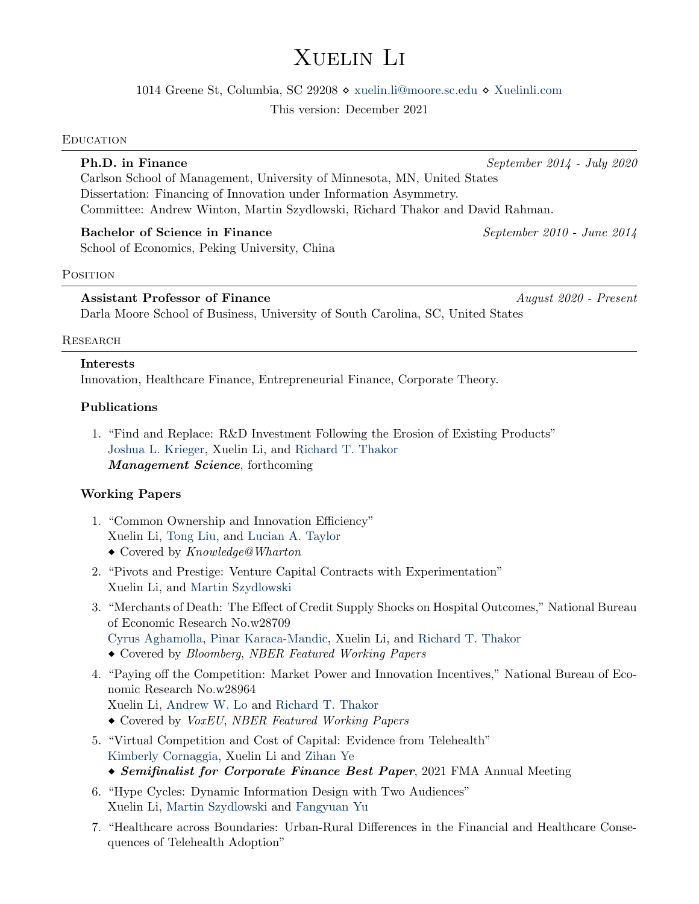# Xuelin Li

1014 Greene St, Columbia, SC 29208 ⋄ xuelin.li@moore.sc.edu ⋄ Xuelinli.com

This version: December 2021

## Education

**Ph.D. in Finance** *September 2014 - July 2020*
Carlson School of Management, University of Minnesota, MN, United States
Dissertation: Financing of Innovation under Information Asymmetry.
Committee: Andrew Winton, Martin Szydlowski, Richard Thakor and David Rahman.

**Bachelor of Science in Finance** *September 2010 - June 2014*
School of Economics, Peking University, China

## Position

**Assistant Professor of Finance** *August 2020 - Present*
Darla Moore School of Business, University of South Carolina, SC, United States

## Research

### Interests

Innovation, Healthcare Finance, Entrepreneurial Finance, Corporate Theory.

### Publications

1. "Find and Replace: R&D Investment Following the Erosion of Existing Products"
   Joshua L. Krieger, Xuelin Li, and Richard T. Thakor
   ***Management Science***, forthcoming

### Working Papers

1. "Common Ownership and Innovation Efficiency"
   Xuelin Li, Tong Liu, and Lucian A. Taylor
   - Covered by *Knowledge@Wharton*
2. "Pivots and Prestige: Venture Capital Contracts with Experimentation"
   Xuelin Li, and Martin Szydlowski
3. "Merchants of Death: The Effect of Credit Supply Shocks on Hospital Outcomes," National Bureau of Economic Research No.w28709
   Cyrus Aghamolla, Pinar Karaca-Mandic, Xuelin Li, and Richard T. Thakor
   - Covered by *Bloomberg*, *NBER Featured Working Papers*
4. "Paying off the Competition: Market Power and Innovation Incentives," National Bureau of Economic Research No.w28964
   Xuelin Li, Andrew W. Lo and Richard T. Thakor
   - Covered by *VoxEU*, *NBER Featured Working Papers*
5. "Virtual Competition and Cost of Capital: Evidence from Telehealth"
   Kimberly Cornaggia, Xuelin Li and Zihan Ye
   - ***Semifinalist for Corporate Finance Best Paper***, 2021 FMA Annual Meeting
6. "Hype Cycles: Dynamic Information Design with Two Audiences"
   Xuelin Li, Martin Szydlowski and Fangyuan Yu
7. "Healthcare across Boundaries: Urban-Rural Differences in the Financial and Healthcare Consequences of Telehealth Adoption"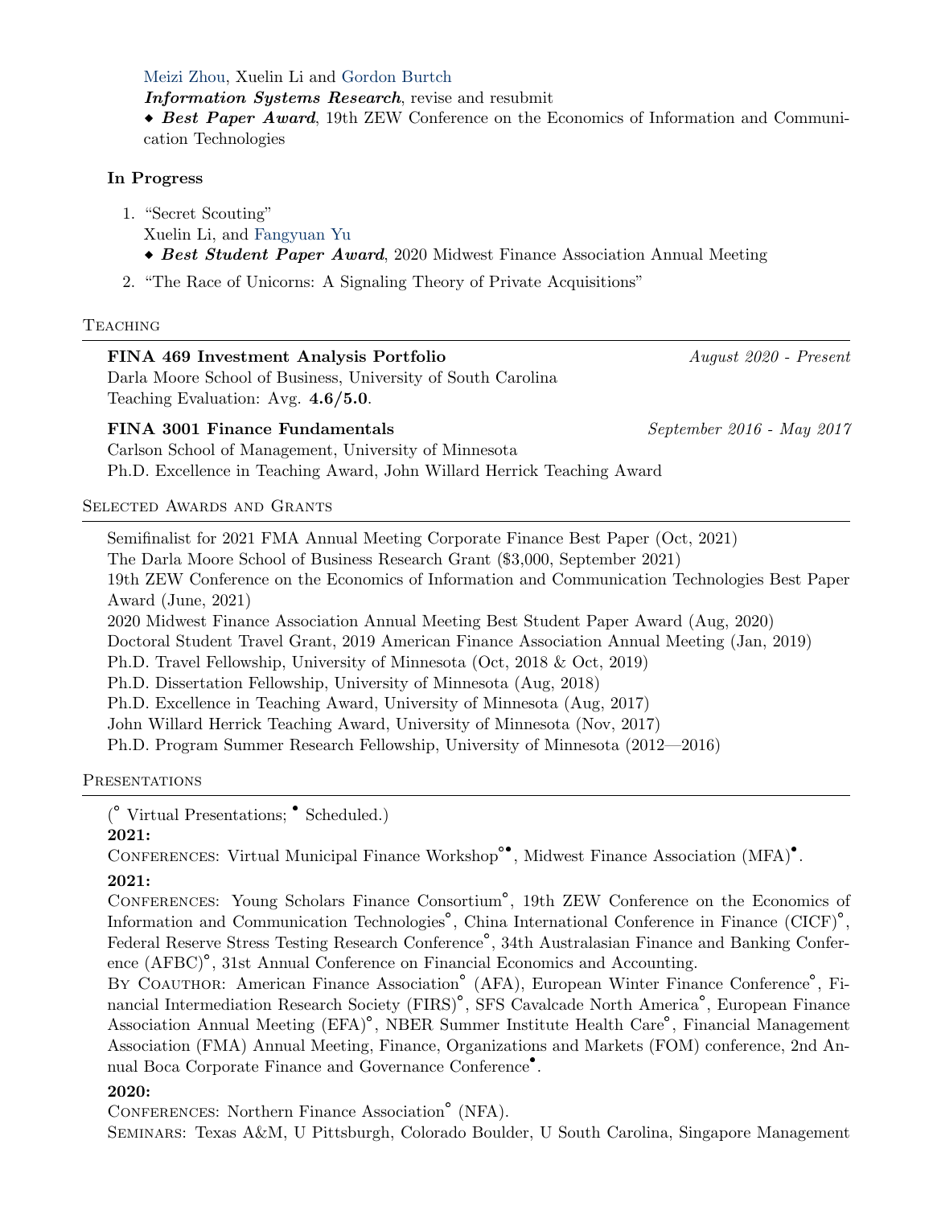Meizi Zhou, Xuelin Li and Gordon Burtch
***Information Systems Research***, revise and resubmit
◆ ***Best Paper Award***, 19th ZEW Conference on the Economics of Information and Communication Technologies

### In Progress

1. "Secret Scouting"
   Xuelin Li, and Fangyuan Yu
   ◆ ***Best Student Paper Award***, 2020 Midwest Finance Association Annual Meeting
2. "The Race of Unicorns: A Signaling Theory of Private Acquisitions"

## Teaching

**FINA 469 Investment Analysis Portfolio** — *August 2020 - Present*
Darla Moore School of Business, University of South Carolina
Teaching Evaluation: Avg. **4.6/5.0**.

**FINA 3001 Finance Fundamentals** — *September 2016 - May 2017*
Carlson School of Management, University of Minnesota
Ph.D. Excellence in Teaching Award, John Willard Herrick Teaching Award

## Selected Awards and Grants

Semifinalist for 2021 FMA Annual Meeting Corporate Finance Best Paper (Oct, 2021)
The Darla Moore School of Business Research Grant ($3,000, September 2021)
19th ZEW Conference on the Economics of Information and Communication Technologies Best Paper Award (June, 2021)
2020 Midwest Finance Association Annual Meeting Best Student Paper Award (Aug, 2020)
Doctoral Student Travel Grant, 2019 American Finance Association Annual Meeting (Jan, 2019)
Ph.D. Travel Fellowship, University of Minnesota (Oct, 2018 & Oct, 2019)
Ph.D. Dissertation Fellowship, University of Minnesota (Aug, 2018)
Ph.D. Excellence in Teaching Award, University of Minnesota (Aug, 2017)
John Willard Herrick Teaching Award, University of Minnesota (Nov, 2017)
Ph.D. Program Summer Research Fellowship, University of Minnesota (2012—2016)

## Presentations

(° Virtual Presentations; • Scheduled.)

**2021:**
Conferences: Virtual Municipal Finance Workshop°•, Midwest Finance Association (MFA)•.

**2021:**
Conferences: Young Scholars Finance Consortium°, 19th ZEW Conference on the Economics of Information and Communication Technologies°, China International Conference in Finance (CICF)°, Federal Reserve Stress Testing Research Conference°, 34th Australasian Finance and Banking Conference (AFBC)°, 31st Annual Conference on Financial Economics and Accounting.
By Coauthor: American Finance Association° (AFA), European Winter Finance Conference°, Financial Intermediation Research Society (FIRS)°, SFS Cavalcade North America°, European Finance Association Annual Meeting (EFA)°, NBER Summer Institute Health Care°, Financial Management Association (FMA) Annual Meeting, Finance, Organizations and Markets (FOM) conference, 2nd Annual Boca Corporate Finance and Governance Conference•.

**2020:**
Conferences: Northern Finance Association° (NFA).
Seminars: Texas A&M, U Pittsburgh, Colorado Boulder, U South Carolina, Singapore Management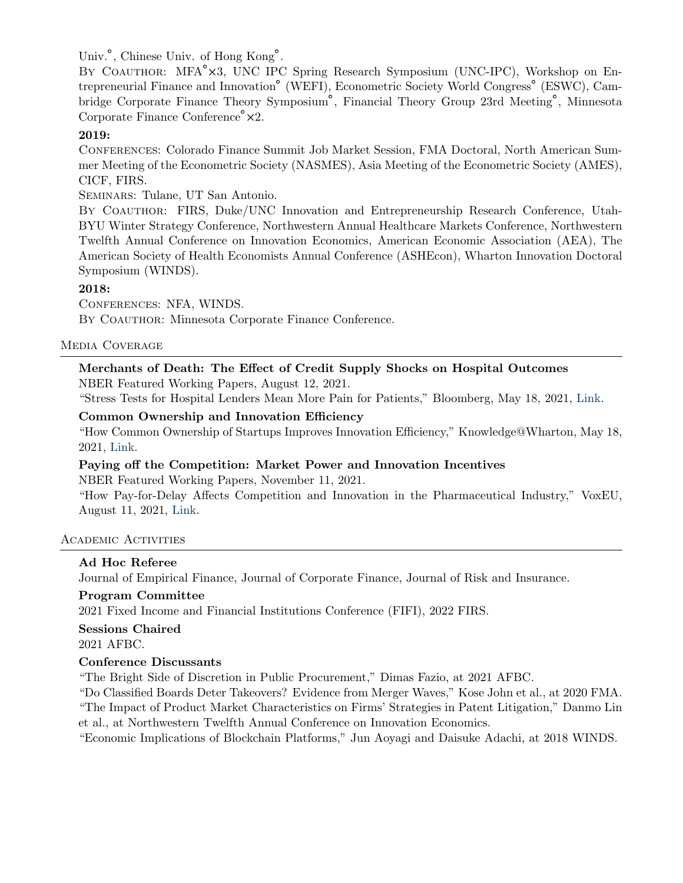Univ.°, Chinese Univ. of Hong Kong°.

By Coauthor: MFA°×3, UNC IPC Spring Research Symposium (UNC-IPC), Workshop on Entrepreneurial Finance and Innovation° (WEFI), Econometric Society World Congress° (ESWC), Cambridge Corporate Finance Theory Symposium°, Financial Theory Group 23rd Meeting°, Minnesota Corporate Finance Conference°×2.

**2019:**

Conferences: Colorado Finance Summit Job Market Session, FMA Doctoral, North American Summer Meeting of the Econometric Society (NASMES), Asia Meeting of the Econometric Society (AMES), CICF, FIRS.

Seminars: Tulane, UT San Antonio.

By Coauthor: FIRS, Duke/UNC Innovation and Entrepreneurship Research Conference, Utah-BYU Winter Strategy Conference, Northwestern Annual Healthcare Markets Conference, Northwestern Twelfth Annual Conference on Innovation Economics, American Economic Association (AEA), The American Society of Health Economists Annual Conference (ASHEcon), Wharton Innovation Doctoral Symposium (WINDS).

**2018:**

Conferences: NFA, WINDS.

By Coauthor: Minnesota Corporate Finance Conference.

## Media Coverage

**Merchants of Death: The Effect of Credit Supply Shocks on Hospital Outcomes**

NBER Featured Working Papers, August 12, 2021.

"Stress Tests for Hospital Lenders Mean More Pain for Patients," Bloomberg, May 18, 2021, Link.

**Common Ownership and Innovation Efficiency**

"How Common Ownership of Startups Improves Innovation Efficiency," Knowledge@Wharton, May 18, 2021, Link.

**Paying off the Competition: Market Power and Innovation Incentives**

NBER Featured Working Papers, November 11, 2021.

"How Pay-for-Delay Affects Competition and Innovation in the Pharmaceutical Industry," VoxEU, August 11, 2021, Link.

## Academic Activities

**Ad Hoc Referee**

Journal of Empirical Finance, Journal of Corporate Finance, Journal of Risk and Insurance.

**Program Committee**

2021 Fixed Income and Financial Institutions Conference (FIFI), 2022 FIRS.

**Sessions Chaired**

2021 AFBC.

**Conference Discussants**

"The Bright Side of Discretion in Public Procurement," Dimas Fazio, at 2021 AFBC.

"Do Classified Boards Deter Takeovers? Evidence from Merger Waves," Kose John et al., at 2020 FMA.

"The Impact of Product Market Characteristics on Firms' Strategies in Patent Litigation," Danmo Lin et al., at Northwestern Twelfth Annual Conference on Innovation Economics.

"Economic Implications of Blockchain Platforms," Jun Aoyagi and Daisuke Adachi, at 2018 WINDS.